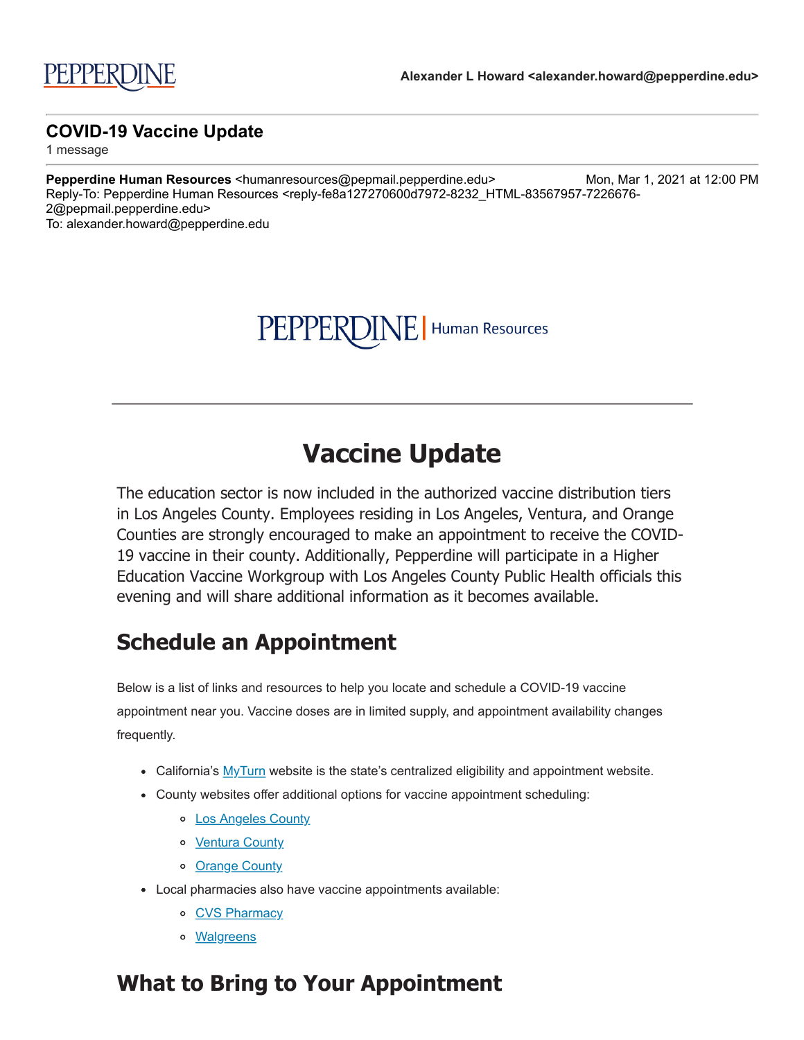PEPPERDINE

**Alexander L Howard <alexander.howard@pepperdine.edu>**

---

**COVID-19 Vaccine Update**

1 message

---

**Pepperdine Human Resources** <humanresources@pepmail.pepperdine.edu>  Mon, Mar 1, 2021 at 12:00 PM
Reply-To: Pepperdine Human Resources <reply-fe8a127270600d7972-8232_HTML-83567957-7226676-2@pepmail.pepperdine.edu>
To: alexander.howard@pepperdine.edu

PEPPERDINE | Human Resources

---

# Vaccine Update

The education sector is now included in the authorized vaccine distribution tiers in Los Angeles County. Employees residing in Los Angeles, Ventura, and Orange Counties are strongly encouraged to make an appointment to receive the COVID-19 vaccine in their county. Additionally, Pepperdine will participate in a Higher Education Vaccine Workgroup with Los Angeles County Public Health officials this evening and will share additional information as it becomes available.

## Schedule an Appointment

Below is a list of links and resources to help you locate and schedule a COVID-19 vaccine appointment near you. Vaccine doses are in limited supply, and appointment availability changes frequently.

- California's MyTurn website is the state's centralized eligibility and appointment website.
- County websites offer additional options for vaccine appointment scheduling:
  - Los Angeles County
  - Ventura County
  - Orange County
- Local pharmacies also have vaccine appointments available:
  - CVS Pharmacy
  - Walgreens

## What to Bring to Your Appointment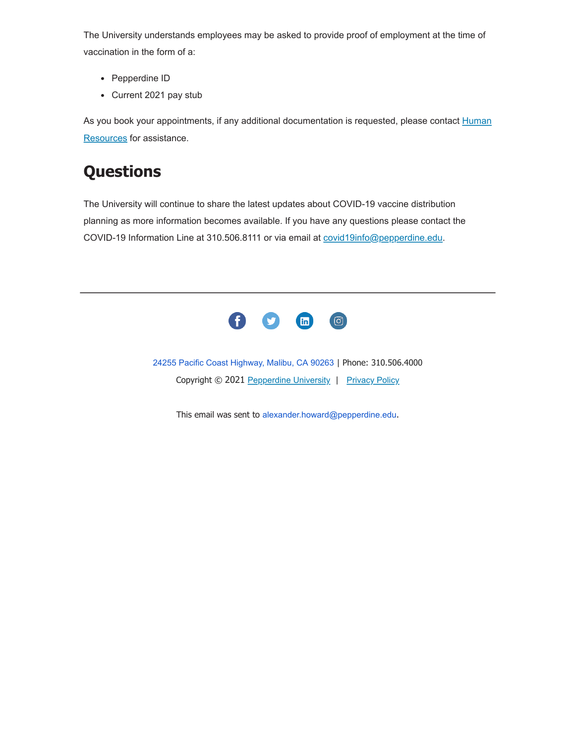The University understands employees may be asked to provide proof of employment at the time of vaccination in the form of a:

- Pepperdine ID
- Current 2021 pay stub

As you book your appointments, if any additional documentation is requested, please contact Human Resources for assistance.

## Questions

The University will continue to share the latest updates about COVID-19 vaccine distribution planning as more information becomes available. If you have any questions please contact the COVID-19 Information Line at 310.506.8111 or via email at covid19info@pepperdine.edu.

---

24255 Pacific Coast Highway, Malibu, CA 90263 | Phone: 310.506.4000

Copyright © 2021 Pepperdine University | Privacy Policy

This email was sent to alexander.howard@pepperdine.edu.